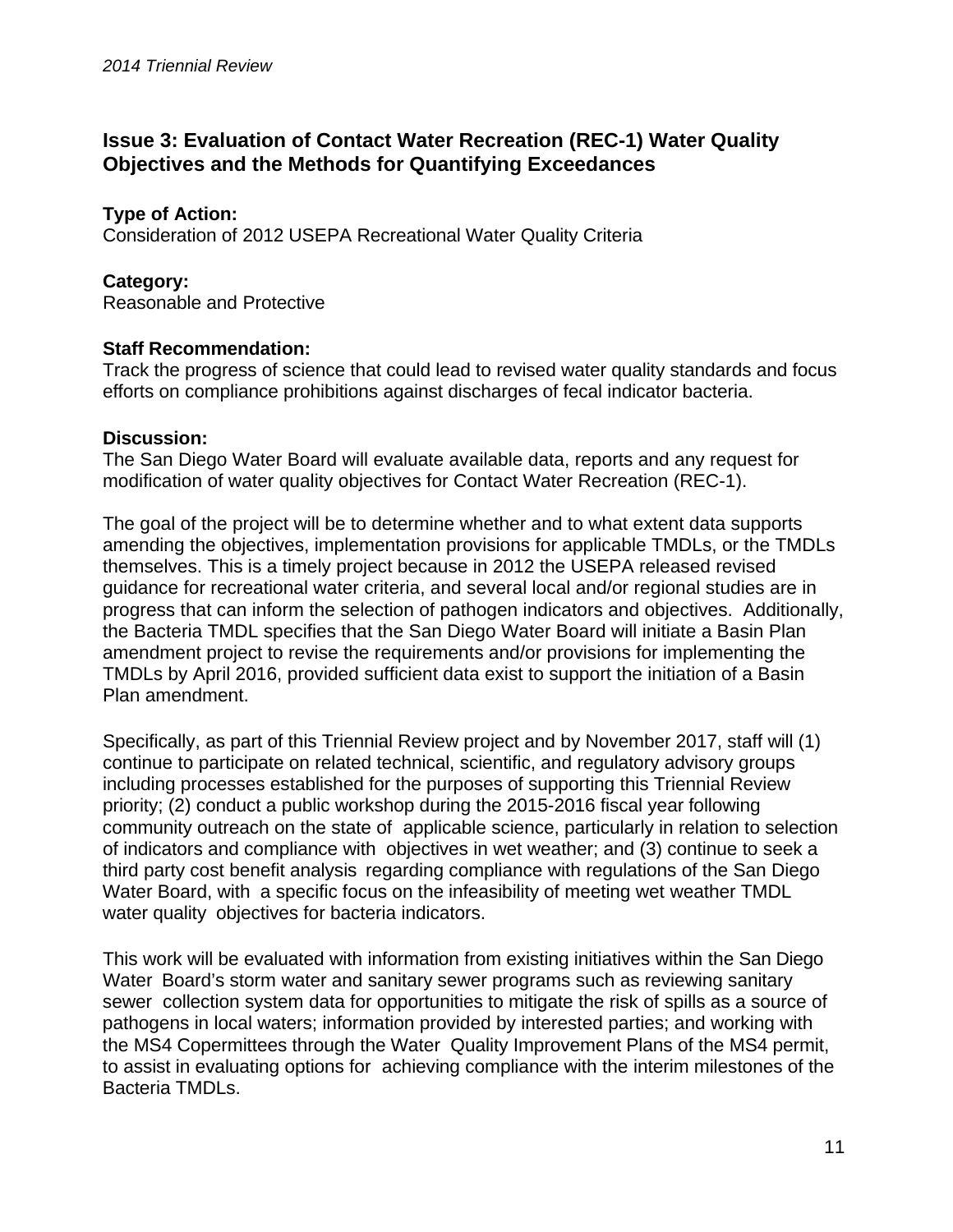## Issue 3: Evaluation of Contact Water Recreation (REC-1) Water Quality Objectives and the Methods for Quantifying Exceedances

**Type of Action:**
Consideration of 2012 USEPA Recreational Water Quality Criteria

**Category:**
Reasonable and Protective

**Staff Recommendation:**
Track the progress of science that could lead to revised water quality standards and focus efforts on compliance prohibitions against discharges of fecal indicator bacteria.

**Discussion:**
The San Diego Water Board will evaluate available data, reports and any request for modification of water quality objectives for Contact Water Recreation (REC-1).

The goal of the project will be to determine whether and to what extent data supports amending the objectives, implementation provisions for applicable TMDLs, or the TMDLs themselves. This is a timely project because in 2012 the USEPA released revised guidance for recreational water criteria, and several local and/or regional studies are in progress that can inform the selection of pathogen indicators and objectives. Additionally, the Bacteria TMDL specifies that the San Diego Water Board will initiate a Basin Plan amendment project to revise the requirements and/or provisions for implementing the TMDLs by April 2016, provided sufficient data exist to support the initiation of a Basin Plan amendment.

Specifically, as part of this Triennial Review project and by November 2017, staff will (1) continue to participate on related technical, scientific, and regulatory advisory groups including processes established for the purposes of supporting this Triennial Review priority; (2) conduct a public workshop during the 2015-2016 fiscal year following community outreach on the state of applicable science, particularly in relation to selection of indicators and compliance with objectives in wet weather; and (3) continue to seek a third party cost benefit analysis regarding compliance with regulations of the San Diego Water Board, with a specific focus on the infeasibility of meeting wet weather TMDL water quality objectives for bacteria indicators.

This work will be evaluated with information from existing initiatives within the San Diego Water Board's storm water and sanitary sewer programs such as reviewing sanitary sewer collection system data for opportunities to mitigate the risk of spills as a source of pathogens in local waters; information provided by interested parties; and working with the MS4 Copermittees through the Water Quality Improvement Plans of the MS4 permit, to assist in evaluating options for achieving compliance with the interim milestones of the Bacteria TMDLs.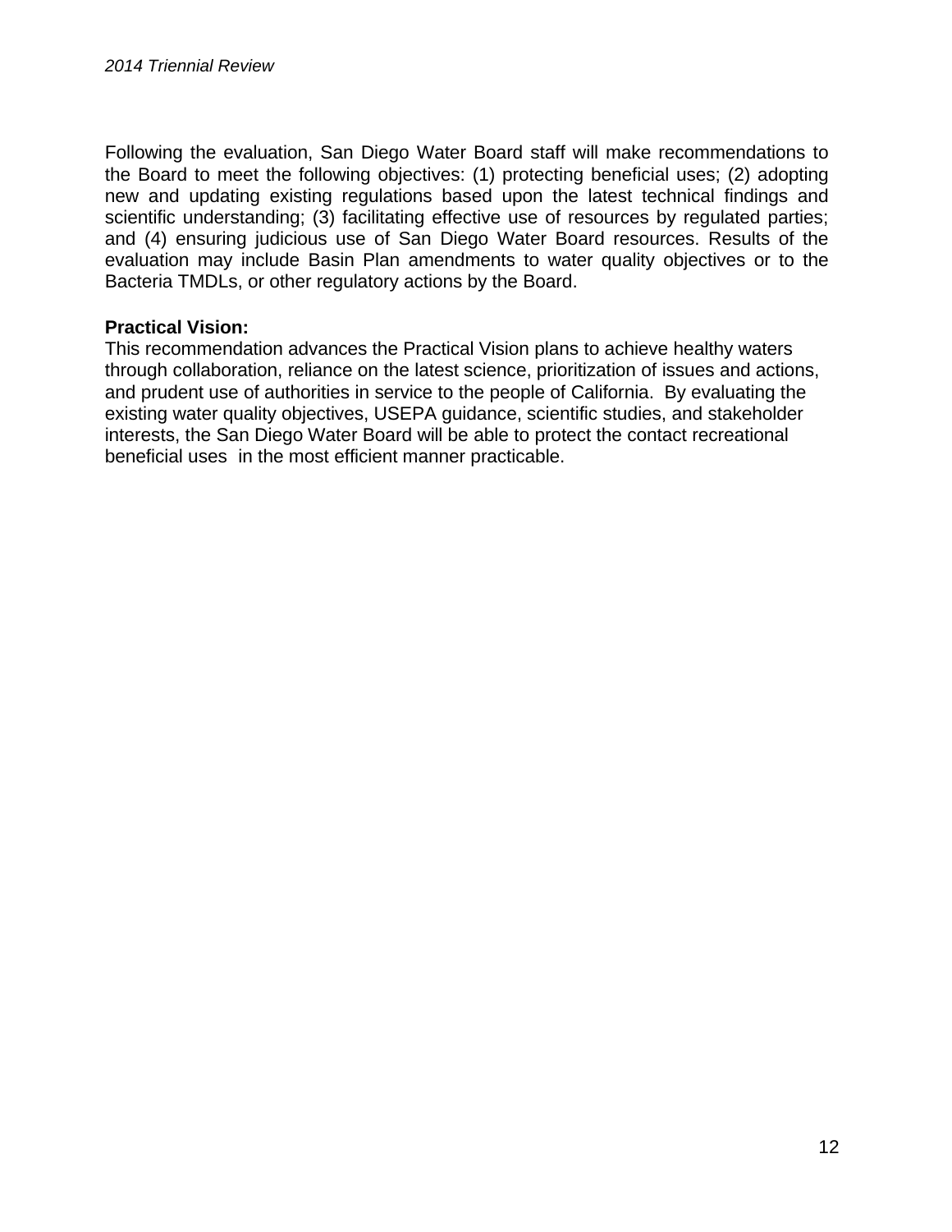Following the evaluation, San Diego Water Board staff will make recommendations to the Board to meet the following objectives: (1) protecting beneficial uses; (2) adopting new and updating existing regulations based upon the latest technical findings and scientific understanding; (3) facilitating effective use of resources by regulated parties; and (4) ensuring judicious use of San Diego Water Board resources. Results of the evaluation may include Basin Plan amendments to water quality objectives or to the Bacteria TMDLs, or other regulatory actions by the Board.

**Practical Vision:**
This recommendation advances the Practical Vision plans to achieve healthy waters through collaboration, reliance on the latest science, prioritization of issues and actions, and prudent use of authorities in service to the people of California. By evaluating the existing water quality objectives, USEPA guidance, scientific studies, and stakeholder interests, the San Diego Water Board will be able to protect the contact recreational beneficial uses in the most efficient manner practicable.